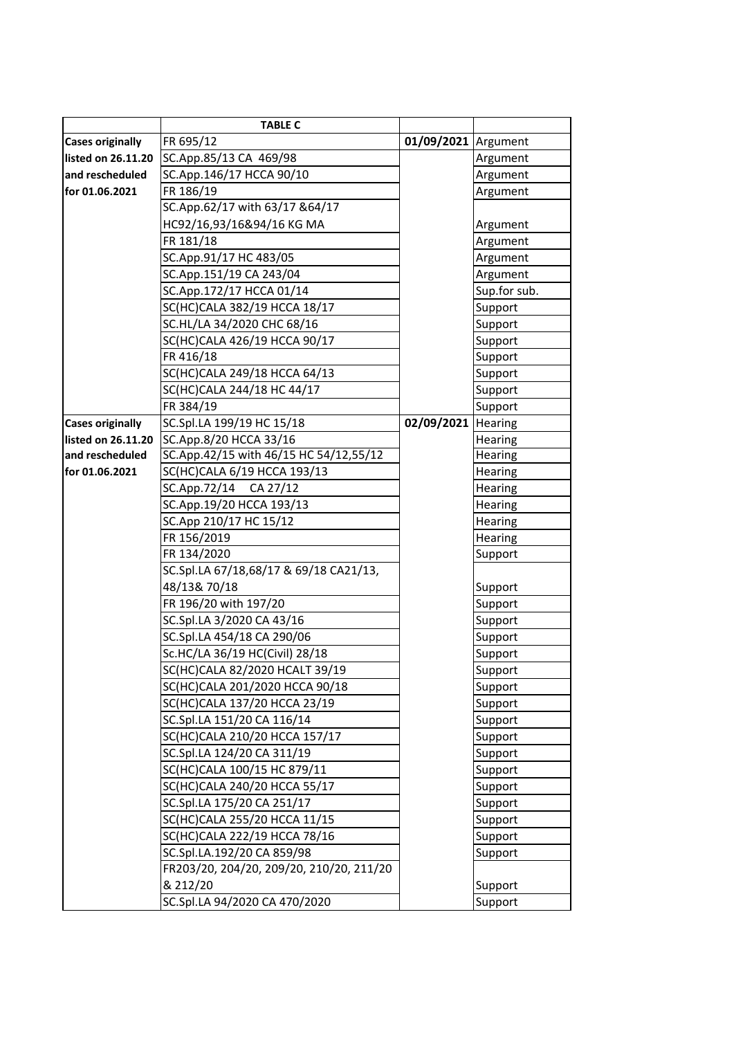| | TABLE C | | |
|---|---|---|---|
| Cases originally listed on 26.11.20 and rescheduled for 01.06.2021 | FR 695/12 | 01/09/2021 | Argument |
| | SC.App.85/13 CA 469/98 | | Argument |
| | SC.App.146/17 HCCA 90/10 | | Argument |
| | FR 186/19 | | Argument |
| | SC.App.62/17 with 63/17 &64/17 HC92/16,93/16&94/16 KG MA | | Argument |
| | FR 181/18 | | Argument |
| | SC.App.91/17 HC 483/05 | | Argument |
| | SC.App.151/19 CA 243/04 | | Argument |
| | SC.App.172/17 HCCA 01/14 | | Sup.for sub. |
| | SC(HC)CALA 382/19 HCCA 18/17 | | Support |
| | SC.HL/LA 34/2020 CHC 68/16 | | Support |
| | SC(HC)CALA 426/19 HCCA 90/17 | | Support |
| | FR 416/18 | | Support |
| | SC(HC)CALA 249/18 HCCA 64/13 | | Support |
| | SC(HC)CALA 244/18 HC 44/17 | | Support |
| | FR 384/19 | | Support |
| Cases originally listed on 26.11.20 and rescheduled for 01.06.2021 | SC.Spl.LA 199/19 HC 15/18 | 02/09/2021 | Hearing |
| | SC.App.8/20 HCCA 33/16 | | Hearing |
| | SC.App.42/15 with 46/15 HC 54/12,55/12 | | Hearing |
| | SC(HC)CALA 6/19 HCCA 193/13 | | Hearing |
| | SC.App.72/14 CA 27/12 | | Hearing |
| | SC.App.19/20 HCCA 193/13 | | Hearing |
| | SC.App 210/17 HC 15/12 | | Hearing |
| | FR 156/2019 | | Hearing |
| | FR 134/2020 | | Support |
| | SC.Spl.LA 67/18,68/17 & 69/18 CA21/13, 48/13& 70/18 | | Support |
| | FR 196/20 with 197/20 | | Support |
| | SC.Spl.LA 3/2020 CA 43/16 | | Support |
| | SC.Spl.LA 454/18 CA 290/06 | | Support |
| | Sc.HC/LA 36/19 HC(Civil) 28/18 | | Support |
| | SC(HC)CALA 82/2020 HCALT 39/19 | | Support |
| | SC(HC)CALA 201/2020 HCCA 90/18 | | Support |
| | SC(HC)CALA 137/20 HCCA 23/19 | | Support |
| | SC.Spl.LA 151/20 CA 116/14 | | Support |
| | SC(HC)CALA 210/20 HCCA 157/17 | | Support |
| | SC.Spl.LA 124/20 CA 311/19 | | Support |
| | SC(HC)CALA 100/15 HC 879/11 | | Support |
| | SC(HC)CALA 240/20 HCCA 55/17 | | Support |
| | SC.Spl.LA 175/20 CA 251/17 | | Support |
| | SC(HC)CALA 255/20 HCCA 11/15 | | Support |
| | SC(HC)CALA 222/19 HCCA 78/16 | | Support |
| | SC.Spl.LA.192/20 CA 859/98 | | Support |
| | FR203/20, 204/20, 209/20, 210/20, 211/20 & 212/20 | | Support |
| | SC.Spl.LA 94/2020 CA 470/2020 | | Support |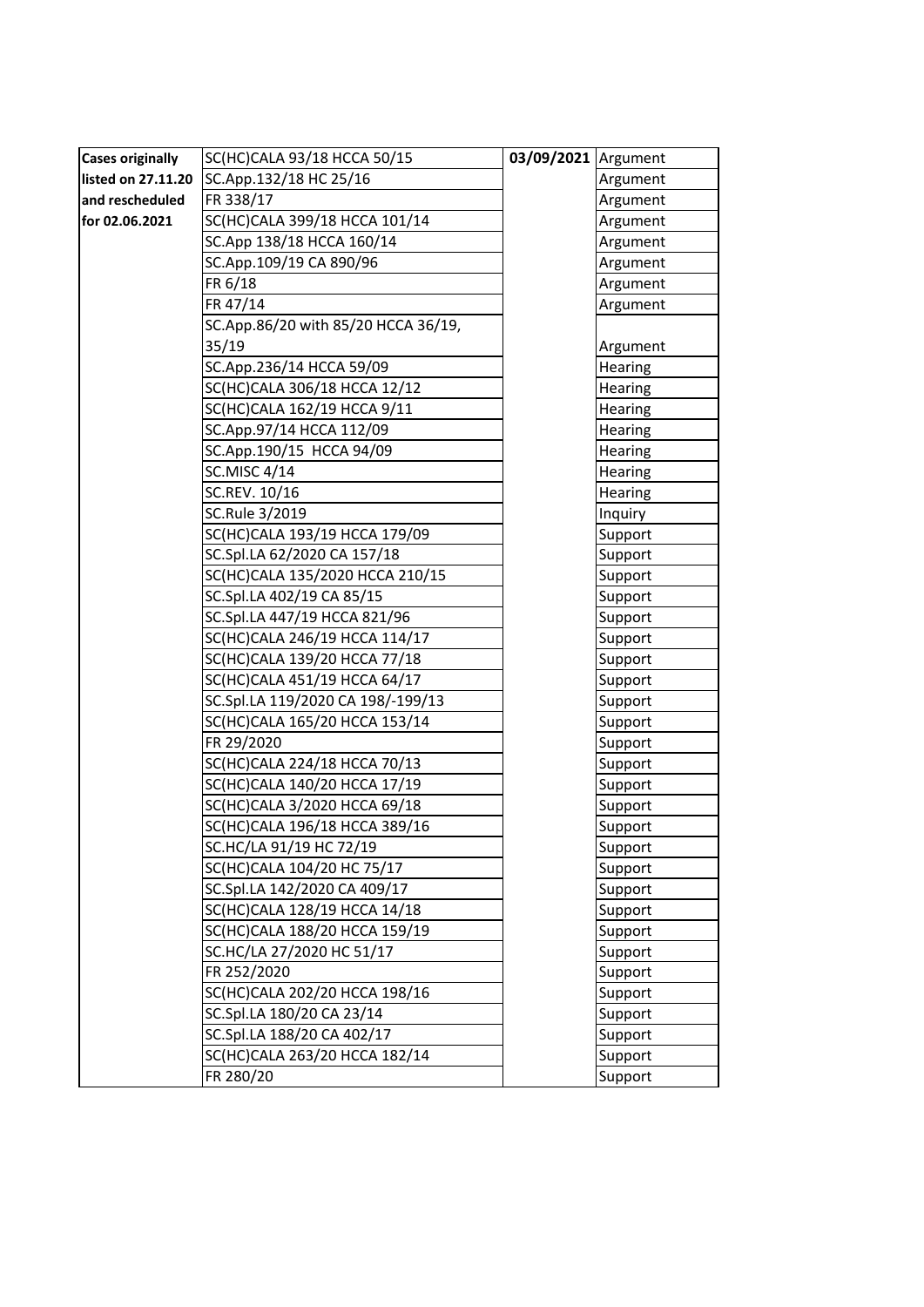| | | | |
|---|---|---|---|
| **Cases originally listed on 27.11.20 and rescheduled for 02.06.2021** | SC(HC)CALA 93/18 HCCA 50/15 | **03/09/2021** | Argument |
| | SC.App.132/18 HC 25/16 | | Argument |
| | FR 338/17 | | Argument |
| | SC(HC)CALA 399/18 HCCA 101/14 | | Argument |
| | SC.App 138/18 HCCA 160/14 | | Argument |
| | SC.App.109/19 CA 890/96 | | Argument |
| | FR 6/18 | | Argument |
| | FR 47/14 | | Argument |
| | SC.App.86/20 with 85/20 HCCA 36/19, 35/19 | | Argument |
| | SC.App.236/14 HCCA 59/09 | | Hearing |
| | SC(HC)CALA 306/18 HCCA 12/12 | | Hearing |
| | SC(HC)CALA 162/19 HCCA 9/11 | | Hearing |
| | SC.App.97/14 HCCA 112/09 | | Hearing |
| | SC.App.190/15 HCCA 94/09 | | Hearing |
| | SC.MISC 4/14 | | Hearing |
| | SC.REV. 10/16 | | Hearing |
| | SC.Rule 3/2019 | | Inquiry |
| | SC(HC)CALA 193/19 HCCA 179/09 | | Support |
| | SC.Spl.LA 62/2020 CA 157/18 | | Support |
| | SC(HC)CALA 135/2020 HCCA 210/15 | | Support |
| | SC.Spl.LA 402/19 CA 85/15 | | Support |
| | SC.Spl.LA 447/19 HCCA 821/96 | | Support |
| | SC(HC)CALA 246/19 HCCA 114/17 | | Support |
| | SC(HC)CALA 139/20 HCCA 77/18 | | Support |
| | SC(HC)CALA 451/19 HCCA 64/17 | | Support |
| | SC.Spl.LA 119/2020 CA 198/-199/13 | | Support |
| | SC(HC)CALA 165/20 HCCA 153/14 | | Support |
| | FR 29/2020 | | Support |
| | SC(HC)CALA 224/18 HCCA 70/13 | | Support |
| | SC(HC)CALA 140/20 HCCA 17/19 | | Support |
| | SC(HC)CALA 3/2020 HCCA 69/18 | | Support |
| | SC(HC)CALA 196/18 HCCA 389/16 | | Support |
| | SC.HC/LA 91/19 HC 72/19 | | Support |
| | SC(HC)CALA 104/20 HC 75/17 | | Support |
| | SC.Spl.LA 142/2020 CA 409/17 | | Support |
| | SC(HC)CALA 128/19 HCCA 14/18 | | Support |
| | SC(HC)CALA 188/20 HCCA 159/19 | | Support |
| | SC.HC/LA 27/2020 HC 51/17 | | Support |
| | FR 252/2020 | | Support |
| | SC(HC)CALA 202/20 HCCA 198/16 | | Support |
| | SC.Spl.LA 180/20 CA 23/14 | | Support |
| | SC.Spl.LA 188/20 CA 402/17 | | Support |
| | SC(HC)CALA 263/20 HCCA 182/14 | | Support |
| | FR 280/20 | | Support |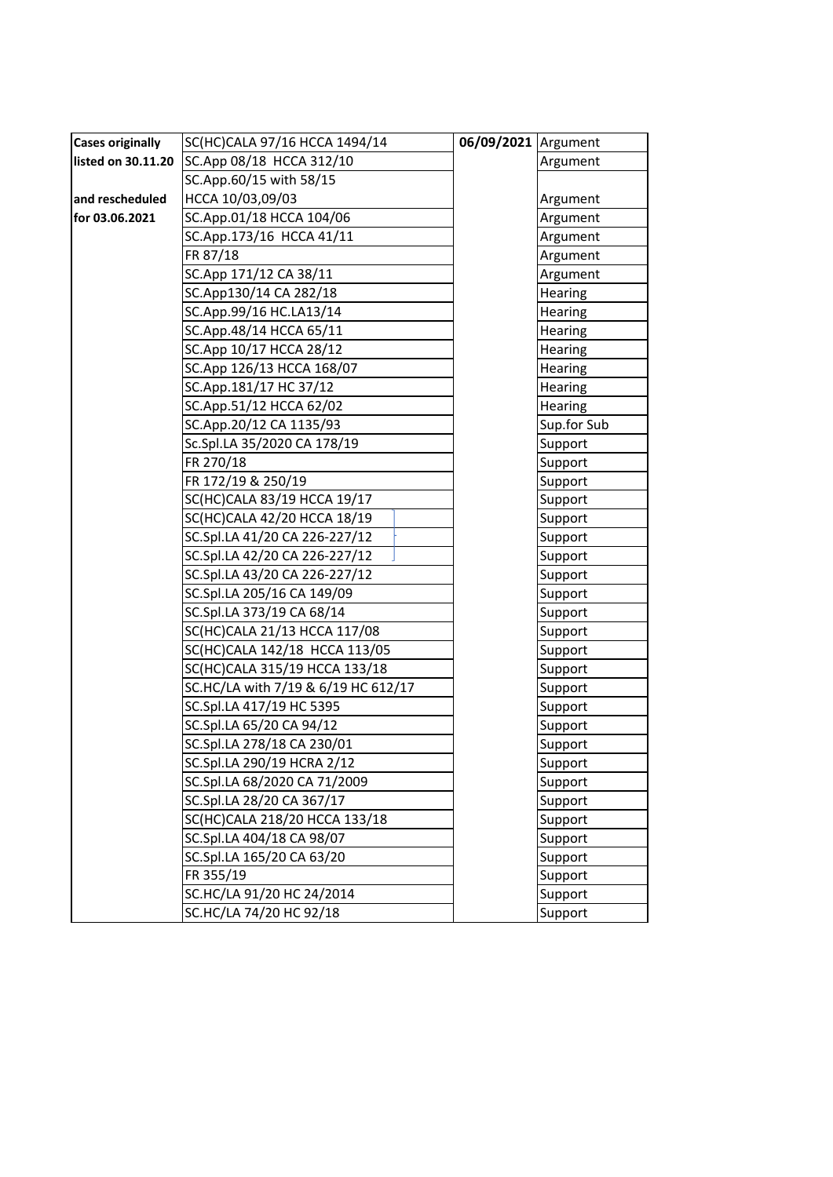| | | | |
|---|---|---|---|
| **Cases originally** | SC(HC)CALA 97/16 HCCA 1494/14 | **06/09/2021** | Argument |
| **listed on 30.11.20** | SC.App 08/18 HCCA 312/10 | | Argument |
| **and rescheduled** | SC.App.60/15 with 58/15 HCCA 10/03,09/03 | | Argument |
| **for 03.06.2021** | SC.App.01/18 HCCA 104/06 | | Argument |
| | SC.App.173/16 HCCA 41/11 | | Argument |
| | FR 87/18 | | Argument |
| | SC.App 171/12 CA 38/11 | | Argument |
| | SC.App130/14 CA 282/18 | | Hearing |
| | SC.App.99/16 HC.LA13/14 | | Hearing |
| | SC.App.48/14 HCCA 65/11 | | Hearing |
| | SC.App 10/17 HCCA 28/12 | | Hearing |
| | SC.App 126/13 HCCA 168/07 | | Hearing |
| | SC.App.181/17 HC 37/12 | | Hearing |
| | SC.App.51/12 HCCA 62/02 | | Hearing |
| | SC.App.20/12 CA 1135/93 | | Sup.for Sub |
| | Sc.Spl.LA 35/2020 CA 178/19 | | Support |
| | FR 270/18 | | Support |
| | FR 172/19 & 250/19 | | Support |
| | SC(HC)CALA 83/19 HCCA 19/17 | | Support |
| | SC(HC)CALA 42/20 HCCA 18/19 | | Support |
| | SC.Spl.LA 41/20 CA 226-227/12 | | Support |
| | SC.Spl.LA 42/20 CA 226-227/12 | | Support |
| | SC.Spl.LA 43/20 CA 226-227/12 | | Support |
| | SC.Spl.LA 205/16 CA 149/09 | | Support |
| | SC.Spl.LA 373/19 CA 68/14 | | Support |
| | SC(HC)CALA 21/13 HCCA 117/08 | | Support |
| | SC(HC)CALA 142/18 HCCA 113/05 | | Support |
| | SC(HC)CALA 315/19 HCCA 133/18 | | Support |
| | SC.HC/LA with 7/19 & 6/19 HC 612/17 | | Support |
| | SC.Spl.LA 417/19 HC 5395 | | Support |
| | SC.Spl.LA 65/20 CA 94/12 | | Support |
| | SC.Spl.LA 278/18 CA 230/01 | | Support |
| | SC.Spl.LA 290/19 HCRA 2/12 | | Support |
| | SC.Spl.LA 68/2020 CA 71/2009 | | Support |
| | SC.Spl.LA 28/20 CA 367/17 | | Support |
| | SC(HC)CALA 218/20 HCCA 133/18 | | Support |
| | SC.Spl.LA 404/18 CA 98/07 | | Support |
| | SC.Spl.LA 165/20 CA 63/20 | | Support |
| | FR 355/19 | | Support |
| | SC.HC/LA 91/20 HC 24/2014 | | Support |
| | SC.HC/LA 74/20 HC 92/18 | | Support |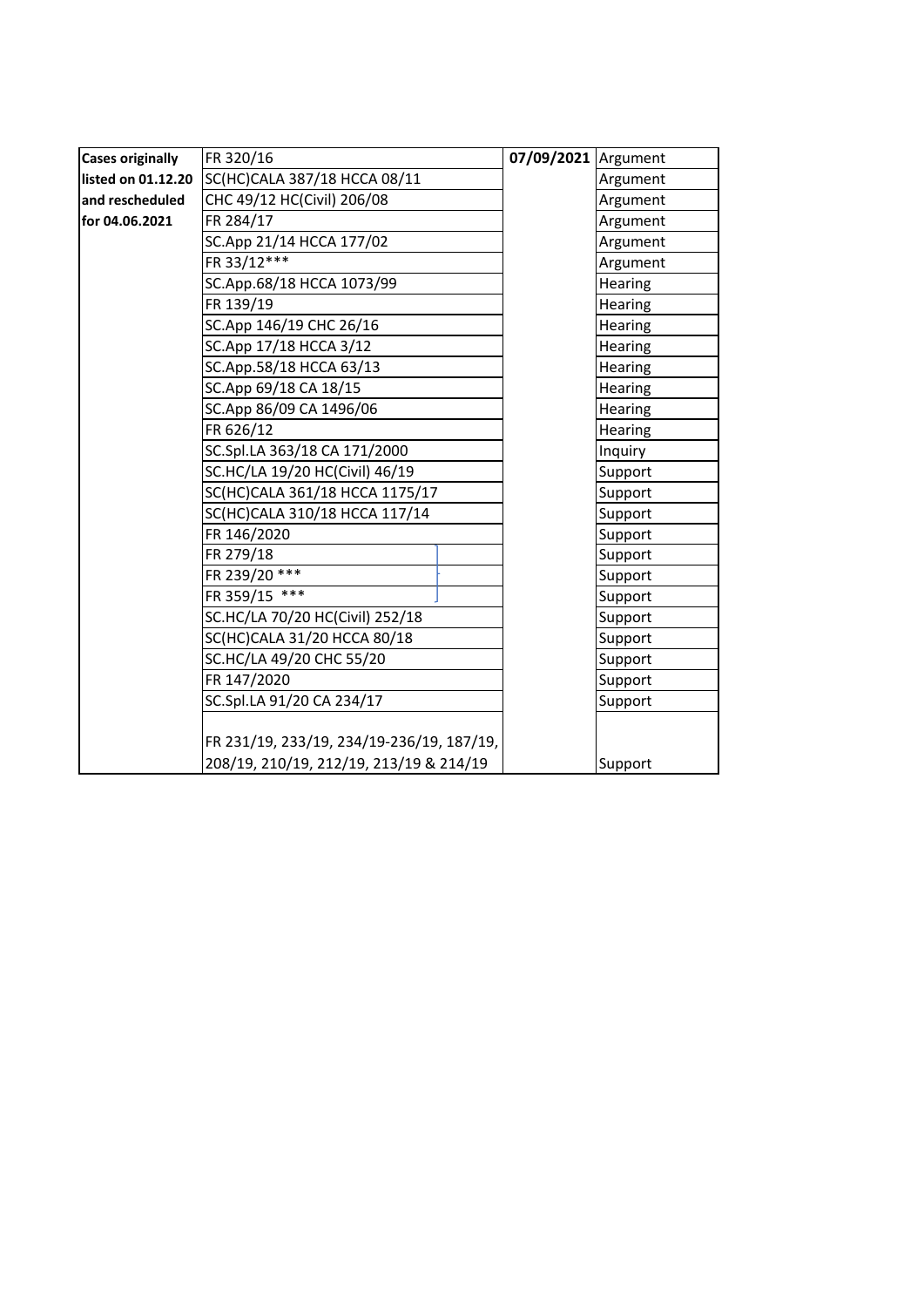| | | | |
|---|---|---|---|
| **Cases originally listed on 01.12.20 and rescheduled for 04.06.2021** | FR 320/16 | **07/09/2021** | Argument |
| | SC(HC)CALA 387/18 HCCA 08/11 | | Argument |
| | CHC 49/12 HC(Civil) 206/08 | | Argument |
| | FR 284/17 | | Argument |
| | SC.App 21/14 HCCA 177/02 | | Argument |
| | FR 33/12*** | | Argument |
| | SC.App.68/18 HCCA 1073/99 | | Hearing |
| | FR 139/19 | | Hearing |
| | SC.App 146/19 CHC 26/16 | | Hearing |
| | SC.App 17/18 HCCA 3/12 | | Hearing |
| | SC.App.58/18 HCCA 63/13 | | Hearing |
| | SC.App 69/18 CA 18/15 | | Hearing |
| | SC.App 86/09 CA 1496/06 | | Hearing |
| | FR 626/12 | | Hearing |
| | SC.Spl.LA 363/18 CA 171/2000 | | Inquiry |
| | SC.HC/LA 19/20 HC(Civil) 46/19 | | Support |
| | SC(HC)CALA 361/18 HCCA 1175/17 | | Support |
| | SC(HC)CALA 310/18 HCCA 117/14 | | Support |
| | FR 146/2020 | | Support |
| | FR 279/18 | | Support |
| | FR 239/20 *** | | Support |
| | FR 359/15 *** | | Support |
| | SC.HC/LA 70/20 HC(Civil) 252/18 | | Support |
| | SC(HC)CALA 31/20 HCCA 80/18 | | Support |
| | SC.HC/LA 49/20 CHC 55/20 | | Support |
| | FR 147/2020 | | Support |
| | SC.Spl.LA 91/20 CA 234/17 | | Support |
| | FR 231/19, 233/19, 234/19-236/19, 187/19, 208/19, 210/19, 212/19, 213/19 & 214/19 | | Support |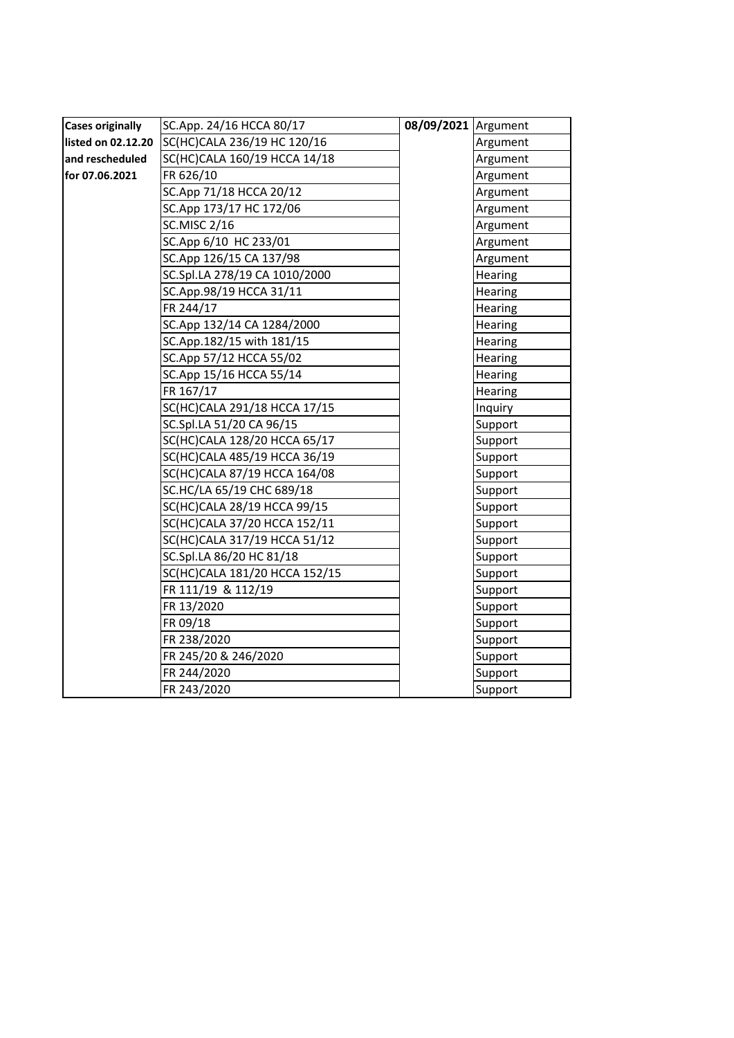| | | | |
|---|---|---|---|
| **Cases originally listed on 02.12.20 and rescheduled for 07.06.2021** | SC.App. 24/16 HCCA 80/17 | **08/09/2021** | Argument |
| | SC(HC)CALA 236/19 HC 120/16 | | Argument |
| | SC(HC)CALA 160/19 HCCA 14/18 | | Argument |
| | FR 626/10 | | Argument |
| | SC.App 71/18 HCCA 20/12 | | Argument |
| | SC.App 173/17 HC 172/06 | | Argument |
| | SC.MISC 2/16 | | Argument |
| | SC.App 6/10 HC 233/01 | | Argument |
| | SC.App 126/15 CA 137/98 | | Argument |
| | SC.Spl.LA 278/19 CA 1010/2000 | | Hearing |
| | SC.App.98/19 HCCA 31/11 | | Hearing |
| | FR 244/17 | | Hearing |
| | SC.App 132/14 CA 1284/2000 | | Hearing |
| | SC.App.182/15 with 181/15 | | Hearing |
| | SC.App 57/12 HCCA 55/02 | | Hearing |
| | SC.App 15/16 HCCA 55/14 | | Hearing |
| | FR 167/17 | | Hearing |
| | SC(HC)CALA 291/18 HCCA 17/15 | | Inquiry |
| | SC.Spl.LA 51/20 CA 96/15 | | Support |
| | SC(HC)CALA 128/20 HCCA 65/17 | | Support |
| | SC(HC)CALA 485/19 HCCA 36/19 | | Support |
| | SC(HC)CALA 87/19 HCCA 164/08 | | Support |
| | SC.HC/LA 65/19 CHC 689/18 | | Support |
| | SC(HC)CALA 28/19 HCCA 99/15 | | Support |
| | SC(HC)CALA 37/20 HCCA 152/11 | | Support |
| | SC(HC)CALA 317/19 HCCA 51/12 | | Support |
| | SC.Spl.LA 86/20 HC 81/18 | | Support |
| | SC(HC)CALA 181/20 HCCA 152/15 | | Support |
| | FR 111/19 & 112/19 | | Support |
| | FR 13/2020 | | Support |
| | FR 09/18 | | Support |
| | FR 238/2020 | | Support |
| | FR 245/20 & 246/2020 | | Support |
| | FR 244/2020 | | Support |
| | FR 243/2020 | | Support |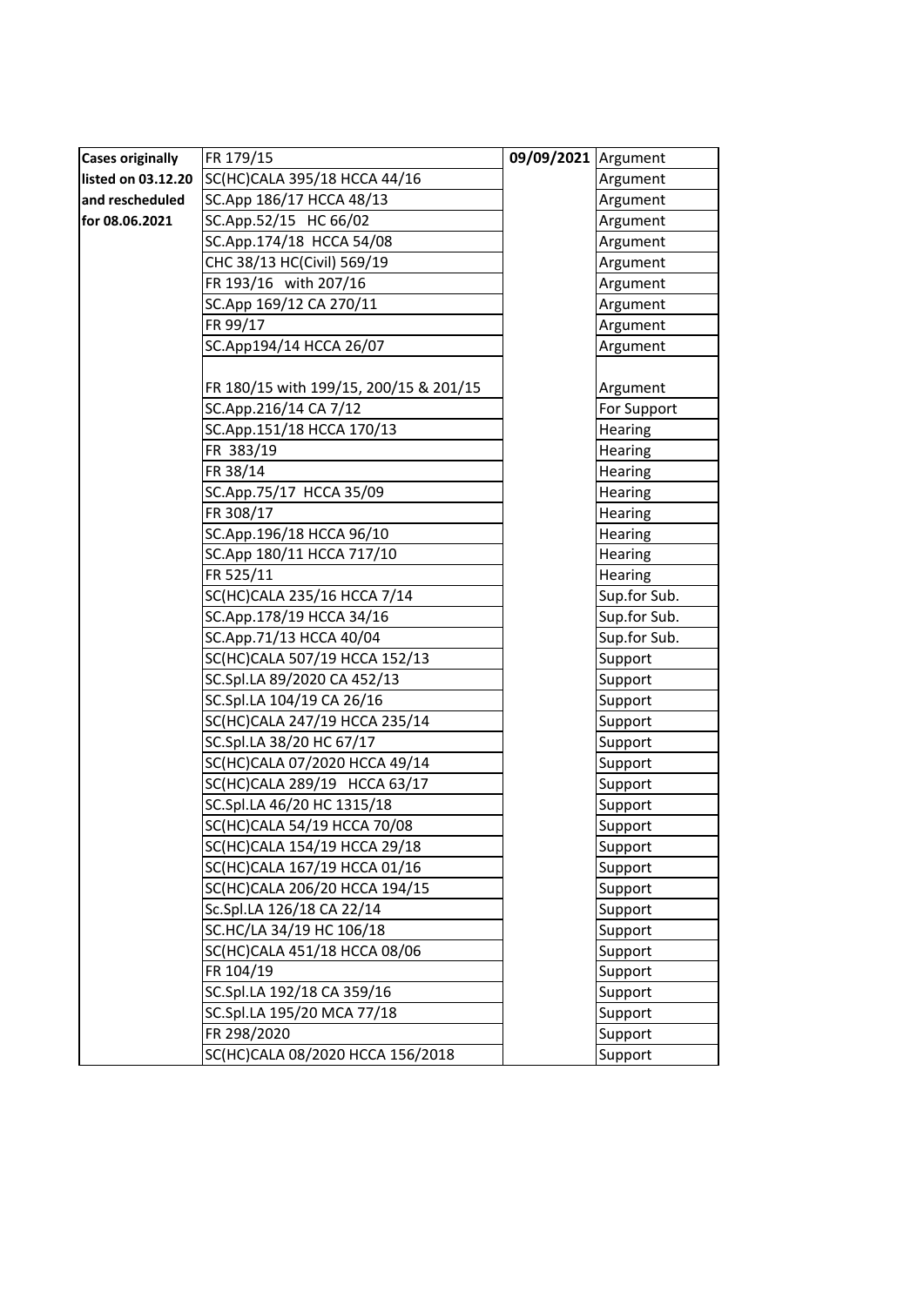| | | | |
|---|---|---|---|
| **Cases originally listed on 03.12.20 and rescheduled for 08.06.2021** | FR 179/15 | **09/09/2021** | Argument |
| | SC(HC)CALA 395/18 HCCA 44/16 | | Argument |
| | SC.App 186/17 HCCA 48/13 | | Argument |
| | SC.App.52/15 HC 66/02 | | Argument |
| | SC.App.174/18 HCCA 54/08 | | Argument |
| | CHC 38/13 HC(Civil) 569/19 | | Argument |
| | FR 193/16 with 207/16 | | Argument |
| | SC.App 169/12 CA 270/11 | | Argument |
| | FR 99/17 | | Argument |
| | SC.App194/14 HCCA 26/07 | | Argument |
| | FR 180/15 with 199/15, 200/15 & 201/15 | | Argument |
| | SC.App.216/14 CA 7/12 | | For Support |
| | SC.App.151/18 HCCA 170/13 | | Hearing |
| | FR 383/19 | | Hearing |
| | FR 38/14 | | Hearing |
| | SC.App.75/17 HCCA 35/09 | | Hearing |
| | FR 308/17 | | Hearing |
| | SC.App.196/18 HCCA 96/10 | | Hearing |
| | SC.App 180/11 HCCA 717/10 | | Hearing |
| | FR 525/11 | | Hearing |
| | SC(HC)CALA 235/16 HCCA 7/14 | | Sup.for Sub. |
| | SC.App.178/19 HCCA 34/16 | | Sup.for Sub. |
| | SC.App.71/13 HCCA 40/04 | | Sup.for Sub. |
| | SC(HC)CALA 507/19 HCCA 152/13 | | Support |
| | SC.Spl.LA 89/2020 CA 452/13 | | Support |
| | SC.Spl.LA 104/19 CA 26/16 | | Support |
| | SC(HC)CALA 247/19 HCCA 235/14 | | Support |
| | SC.Spl.LA 38/20 HC 67/17 | | Support |
| | SC(HC)CALA 07/2020 HCCA 49/14 | | Support |
| | SC(HC)CALA 289/19 HCCA 63/17 | | Support |
| | SC.Spl.LA 46/20 HC 1315/18 | | Support |
| | SC(HC)CALA 54/19 HCCA 70/08 | | Support |
| | SC(HC)CALA 154/19 HCCA 29/18 | | Support |
| | SC(HC)CALA 167/19 HCCA 01/16 | | Support |
| | SC(HC)CALA 206/20 HCCA 194/15 | | Support |
| | Sc.Spl.LA 126/18 CA 22/14 | | Support |
| | SC.HC/LA 34/19 HC 106/18 | | Support |
| | SC(HC)CALA 451/18 HCCA 08/06 | | Support |
| | FR 104/19 | | Support |
| | SC.Spl.LA 192/18 CA 359/16 | | Support |
| | SC.Spl.LA 195/20 MCA 77/18 | | Support |
| | FR 298/2020 | | Support |
| | SC(HC)CALA 08/2020 HCCA 156/2018 | | Support |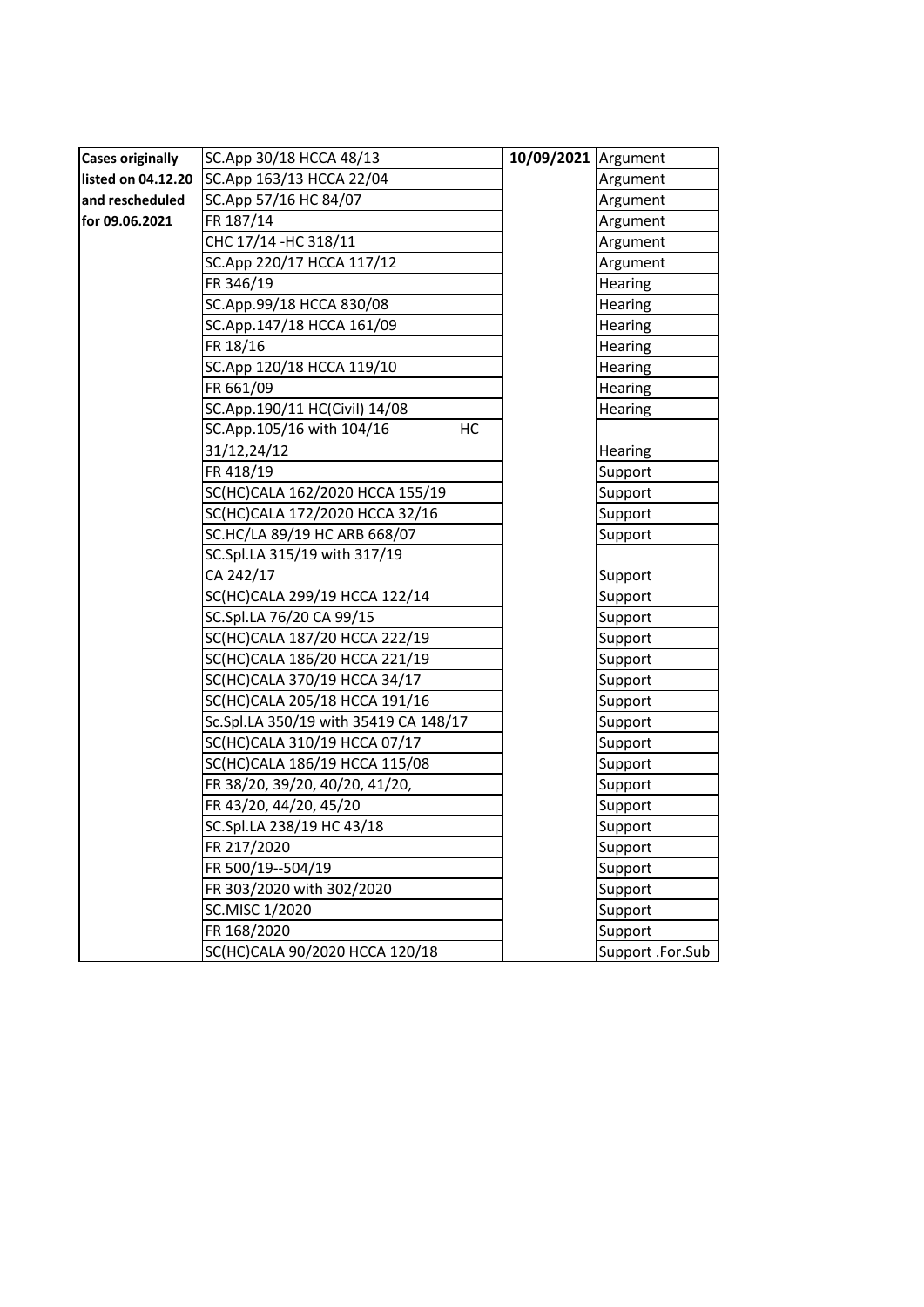| | | | |
|---|---|---|---|
| **Cases originally listed on 04.12.20 and rescheduled for 09.06.2021** | SC.App 30/18 HCCA 48/13 | **10/09/2021** | Argument |
| | SC.App 163/13 HCCA 22/04 | | Argument |
| | SC.App 57/16 HC 84/07 | | Argument |
| | FR 187/14 | | Argument |
| | CHC 17/14 -HC 318/11 | | Argument |
| | SC.App 220/17 HCCA 117/12 | | Argument |
| | FR 346/19 | | Hearing |
| | SC.App.99/18 HCCA 830/08 | | Hearing |
| | SC.App.147/18 HCCA 161/09 | | Hearing |
| | FR 18/16 | | Hearing |
| | SC.App 120/18 HCCA 119/10 | | Hearing |
| | FR 661/09 | | Hearing |
| | SC.App.190/11 HC(Civil) 14/08 | | Hearing |
| | SC.App.105/16 with 104/16 HC 31/12,24/12 | | Hearing |
| | FR 418/19 | | Support |
| | SC(HC)CALA 162/2020 HCCA 155/19 | | Support |
| | SC(HC)CALA 172/2020 HCCA 32/16 | | Support |
| | SC.HC/LA 89/19 HC ARB 668/07 | | Support |
| | SC.Spl.LA 315/19 with 317/19 CA 242/17 | | Support |
| | SC(HC)CALA 299/19 HCCA 122/14 | | Support |
| | SC.Spl.LA 76/20 CA 99/15 | | Support |
| | SC(HC)CALA 187/20 HCCA 222/19 | | Support |
| | SC(HC)CALA 186/20 HCCA 221/19 | | Support |
| | SC(HC)CALA 370/19 HCCA 34/17 | | Support |
| | SC(HC)CALA 205/18 HCCA 191/16 | | Support |
| | Sc.Spl.LA 350/19 with 35419 CA 148/17 | | Support |
| | SC(HC)CALA 310/19 HCCA 07/17 | | Support |
| | SC(HC)CALA 186/19 HCCA 115/08 | | Support |
| | FR 38/20, 39/20, 40/20, 41/20, | | Support |
| | FR 43/20, 44/20, 45/20 | | Support |
| | SC.Spl.LA 238/19 HC 43/18 | | Support |
| | FR 217/2020 | | Support |
| | FR 500/19--504/19 | | Support |
| | FR 303/2020 with 302/2020 | | Support |
| | SC.MISC 1/2020 | | Support |
| | FR 168/2020 | | Support |
| | SC(HC)CALA 90/2020 HCCA 120/18 | | Support .For.Sub |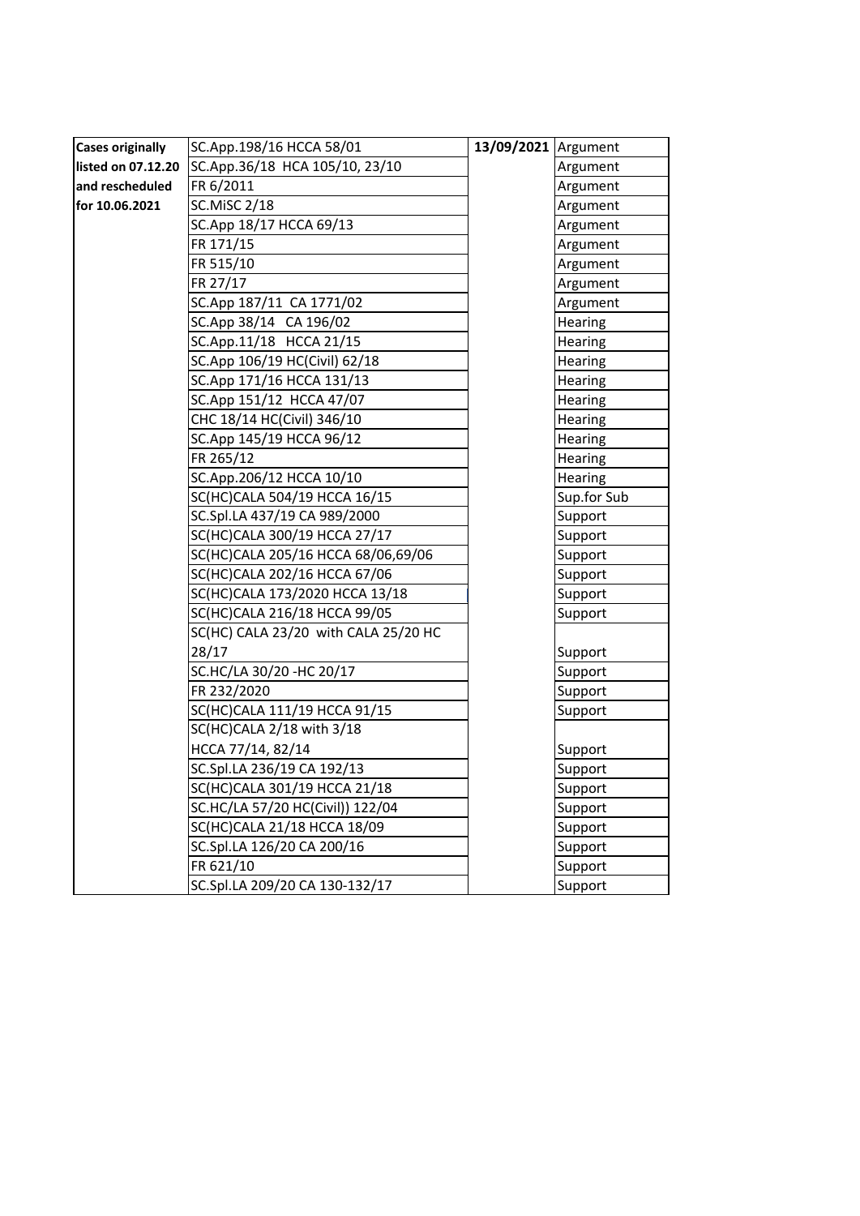| | | | |
|---|---|---|---|
| **Cases originally listed on 07.12.20 and rescheduled for 10.06.2021** | SC.App.198/16 HCCA 58/01 | **13/09/2021** | Argument |
| | SC.App.36/18 HCA 105/10, 23/10 | | Argument |
| | FR 6/2011 | | Argument |
| | SC.MiSC 2/18 | | Argument |
| | SC.App 18/17 HCCA 69/13 | | Argument |
| | FR 171/15 | | Argument |
| | FR 515/10 | | Argument |
| | FR 27/17 | | Argument |
| | SC.App 187/11 CA 1771/02 | | Argument |
| | SC.App 38/14 CA 196/02 | | Hearing |
| | SC.App.11/18 HCCA 21/15 | | Hearing |
| | SC.App 106/19 HC(Civil) 62/18 | | Hearing |
| | SC.App 171/16 HCCA 131/13 | | Hearing |
| | SC.App 151/12 HCCA 47/07 | | Hearing |
| | CHC 18/14 HC(Civil) 346/10 | | Hearing |
| | SC.App 145/19 HCCA 96/12 | | Hearing |
| | FR 265/12 | | Hearing |
| | SC.App.206/12 HCCA 10/10 | | Hearing |
| | SC(HC)CALA 504/19 HCCA 16/15 | | Sup.for Sub |
| | SC.Spl.LA 437/19 CA 989/2000 | | Support |
| | SC(HC)CALA 300/19 HCCA 27/17 | | Support |
| | SC(HC)CALA 205/16 HCCA 68/06,69/06 | | Support |
| | SC(HC)CALA 202/16 HCCA 67/06 | | Support |
| | SC(HC)CALA 173/2020 HCCA 13/18 | | Support |
| | SC(HC)CALA 216/18 HCCA 99/05 | | Support |
| | SC(HC) CALA 23/20 with CALA 25/20 HC 28/17 | | Support |
| | SC.HC/LA 30/20 -HC 20/17 | | Support |
| | FR 232/2020 | | Support |
| | SC(HC)CALA 111/19 HCCA 91/15 | | Support |
| | SC(HC)CALA 2/18 with 3/18 HCCA 77/14, 82/14 | | Support |
| | SC.Spl.LA 236/19 CA 192/13 | | Support |
| | SC(HC)CALA 301/19 HCCA 21/18 | | Support |
| | SC.HC/LA 57/20 HC(Civil)) 122/04 | | Support |
| | SC(HC)CALA 21/18 HCCA 18/09 | | Support |
| | SC.Spl.LA 126/20 CA 200/16 | | Support |
| | FR 621/10 | | Support |
| | SC.Spl.LA 209/20 CA 130-132/17 | | Support |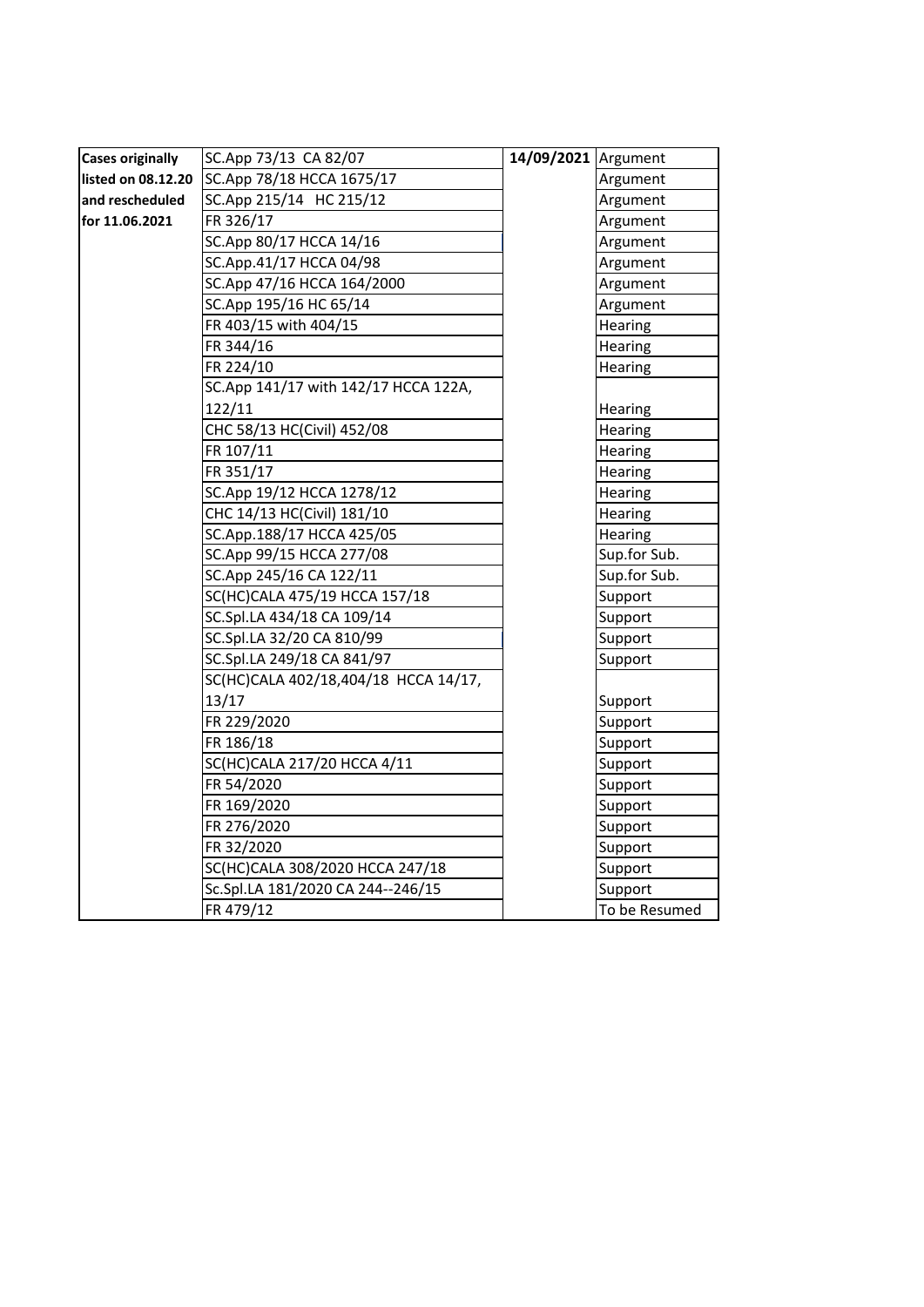| | | | |
|---|---|---|---|
| **Cases originally listed on 08.12.20 and rescheduled for 11.06.2021** | SC.App 73/13 CA 82/07 | **14/09/2021** | Argument |
| | SC.App 78/18 HCCA 1675/17 | | Argument |
| | SC.App 215/14 HC 215/12 | | Argument |
| | FR 326/17 | | Argument |
| | SC.App 80/17 HCCA 14/16 | | Argument |
| | SC.App.41/17 HCCA 04/98 | | Argument |
| | SC.App 47/16 HCCA 164/2000 | | Argument |
| | SC.App 195/16 HC 65/14 | | Argument |
| | FR 403/15 with 404/15 | | Hearing |
| | FR 344/16 | | Hearing |
| | FR 224/10 | | Hearing |
| | SC.App 141/17 with 142/17 HCCA 122A, 122/11 | | Hearing |
| | CHC 58/13 HC(Civil) 452/08 | | Hearing |
| | FR 107/11 | | Hearing |
| | FR 351/17 | | Hearing |
| | SC.App 19/12 HCCA 1278/12 | | Hearing |
| | CHC 14/13 HC(Civil) 181/10 | | Hearing |
| | SC.App.188/17 HCCA 425/05 | | Hearing |
| | SC.App 99/15 HCCA 277/08 | | Sup.for Sub. |
| | SC.App 245/16 CA 122/11 | | Sup.for Sub. |
| | SC(HC)CALA 475/19 HCCA 157/18 | | Support |
| | SC.Spl.LA 434/18 CA 109/14 | | Support |
| | SC.Spl.LA 32/20 CA 810/99 | | Support |
| | SC.Spl.LA 249/18 CA 841/97 | | Support |
| | SC(HC)CALA 402/18,404/18 HCCA 14/17, 13/17 | | Support |
| | FR 229/2020 | | Support |
| | FR 186/18 | | Support |
| | SC(HC)CALA 217/20 HCCA 4/11 | | Support |
| | FR 54/2020 | | Support |
| | FR 169/2020 | | Support |
| | FR 276/2020 | | Support |
| | FR 32/2020 | | Support |
| | SC(HC)CALA 308/2020 HCCA 247/18 | | Support |
| | Sc.Spl.LA 181/2020 CA 244--246/15 | | Support |
| | FR 479/12 | | To be Resumed |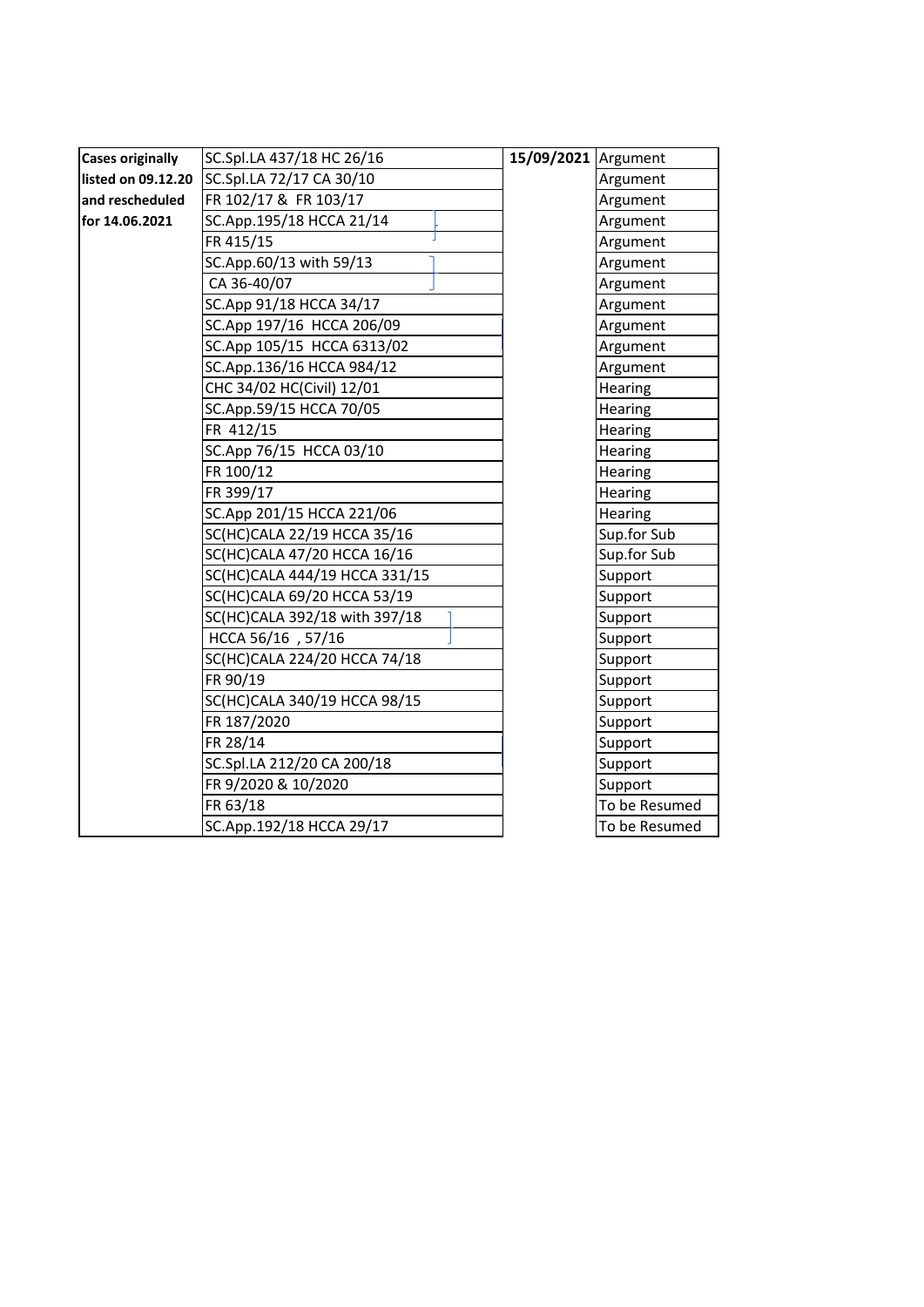| | | | |
|---|---|---|---|
| **Cases originally listed on 09.12.20 and rescheduled for 14.06.2021** | SC.Spl.LA 437/18 HC 26/16 | **15/09/2021** | Argument |
| | SC.Spl.LA 72/17 CA 30/10 | | Argument |
| | FR 102/17 & FR 103/17 | | Argument |
| | SC.App.195/18 HCCA 21/14 | | Argument |
| | FR 415/15 | | Argument |
| | SC.App.60/13 with 59/13 | | Argument |
| | CA 36-40/07 | | Argument |
| | SC.App 91/18 HCCA 34/17 | | Argument |
| | SC.App 197/16 HCCA 206/09 | | Argument |
| | SC.App 105/15 HCCA 6313/02 | | Argument |
| | SC.App.136/16 HCCA 984/12 | | Argument |
| | CHC 34/02 HC(Civil) 12/01 | | Hearing |
| | SC.App.59/15 HCCA 70/05 | | Hearing |
| | FR 412/15 | | Hearing |
| | SC.App 76/15 HCCA 03/10 | | Hearing |
| | FR 100/12 | | Hearing |
| | FR 399/17 | | Hearing |
| | SC.App 201/15 HCCA 221/06 | | Hearing |
| | SC(HC)CALA 22/19 HCCA 35/16 | | Sup.for Sub |
| | SC(HC)CALA 47/20 HCCA 16/16 | | Sup.for Sub |
| | SC(HC)CALA 444/19 HCCA 331/15 | | Support |
| | SC(HC)CALA 69/20 HCCA 53/19 | | Support |
| | SC(HC)CALA 392/18 with 397/18 | | Support |
| | HCCA 56/16 , 57/16 | | Support |
| | SC(HC)CALA 224/20 HCCA 74/18 | | Support |
| | FR 90/19 | | Support |
| | SC(HC)CALA 340/19 HCCA 98/15 | | Support |
| | FR 187/2020 | | Support |
| | FR 28/14 | | Support |
| | SC.Spl.LA 212/20 CA 200/18 | | Support |
| | FR 9/2020 & 10/2020 | | Support |
| | FR 63/18 | | To be Resumed |
| | SC.App.192/18 HCCA 29/17 | | To be Resumed |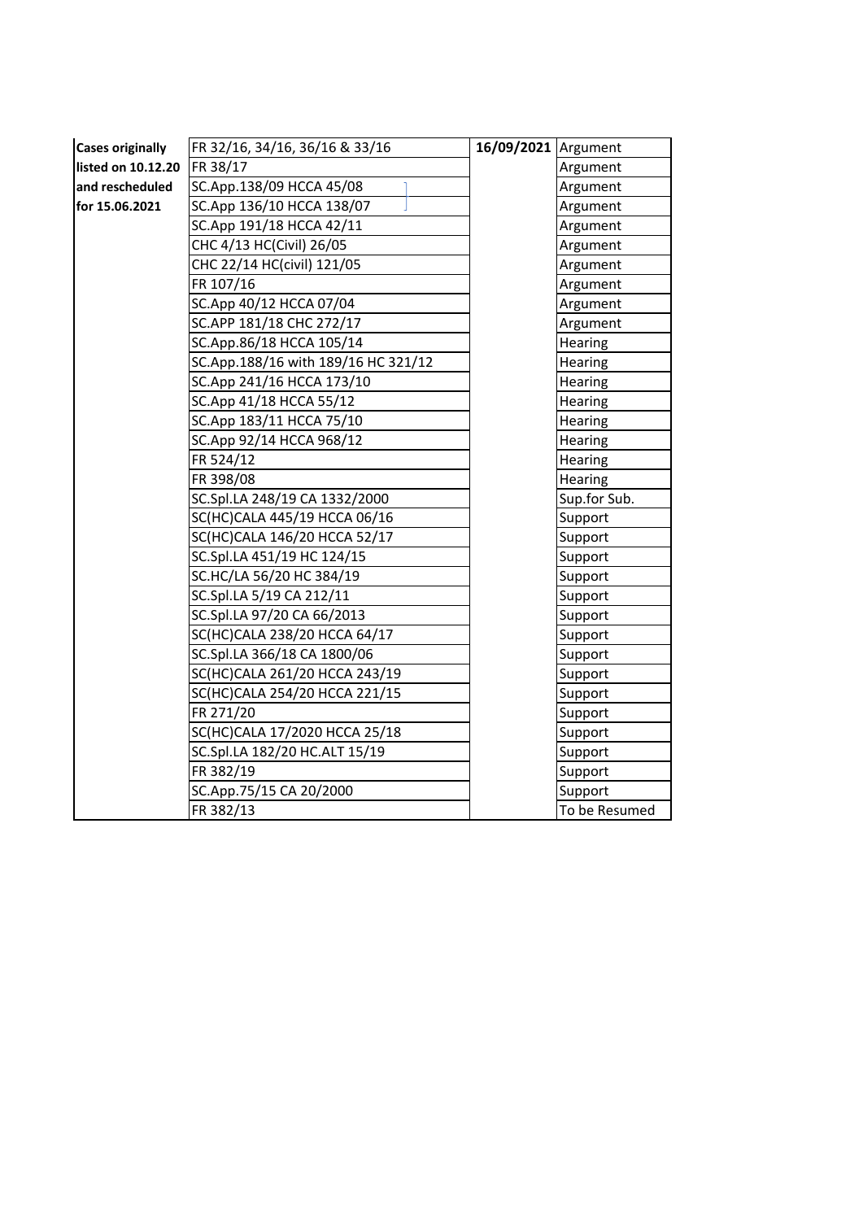| | | | |
|---|---|---|---|
| **Cases originally listed on 10.12.20 and rescheduled for 15.06.2021** | FR 32/16, 34/16, 36/16 & 33/16 | **16/09/2021** | Argument |
| | FR 38/17 | | Argument |
| | SC.App.138/09 HCCA 45/08 | | Argument |
| | SC.App 136/10 HCCA 138/07 | | Argument |
| | SC.App 191/18 HCCA 42/11 | | Argument |
| | CHC 4/13 HC(Civil) 26/05 | | Argument |
| | CHC 22/14 HC(civil) 121/05 | | Argument |
| | FR 107/16 | | Argument |
| | SC.App 40/12 HCCA 07/04 | | Argument |
| | SC.APP 181/18 CHC 272/17 | | Argument |
| | SC.App.86/18 HCCA 105/14 | | Hearing |
| | SC.App.188/16 with 189/16 HC 321/12 | | Hearing |
| | SC.App 241/16 HCCA 173/10 | | Hearing |
| | SC.App 41/18 HCCA 55/12 | | Hearing |
| | SC.App 183/11 HCCA 75/10 | | Hearing |
| | SC.App 92/14 HCCA 968/12 | | Hearing |
| | FR 524/12 | | Hearing |
| | FR 398/08 | | Hearing |
| | SC.Spl.LA 248/19 CA 1332/2000 | | Sup.for Sub. |
| | SC(HC)CALA 445/19 HCCA 06/16 | | Support |
| | SC(HC)CALA 146/20 HCCA 52/17 | | Support |
| | SC.Spl.LA 451/19 HC 124/15 | | Support |
| | SC.HC/LA 56/20 HC 384/19 | | Support |
| | SC.Spl.LA 5/19 CA 212/11 | | Support |
| | SC.Spl.LA 97/20 CA 66/2013 | | Support |
| | SC(HC)CALA 238/20 HCCA 64/17 | | Support |
| | SC.Spl.LA 366/18 CA 1800/06 | | Support |
| | SC(HC)CALA 261/20 HCCA 243/19 | | Support |
| | SC(HC)CALA 254/20 HCCA 221/15 | | Support |
| | FR 271/20 | | Support |
| | SC(HC)CALA 17/2020 HCCA 25/18 | | Support |
| | SC.Spl.LA 182/20 HC.ALT 15/19 | | Support |
| | FR 382/19 | | Support |
| | SC.App.75/15 CA 20/2000 | | Support |
| | FR 382/13 | | To be Resumed |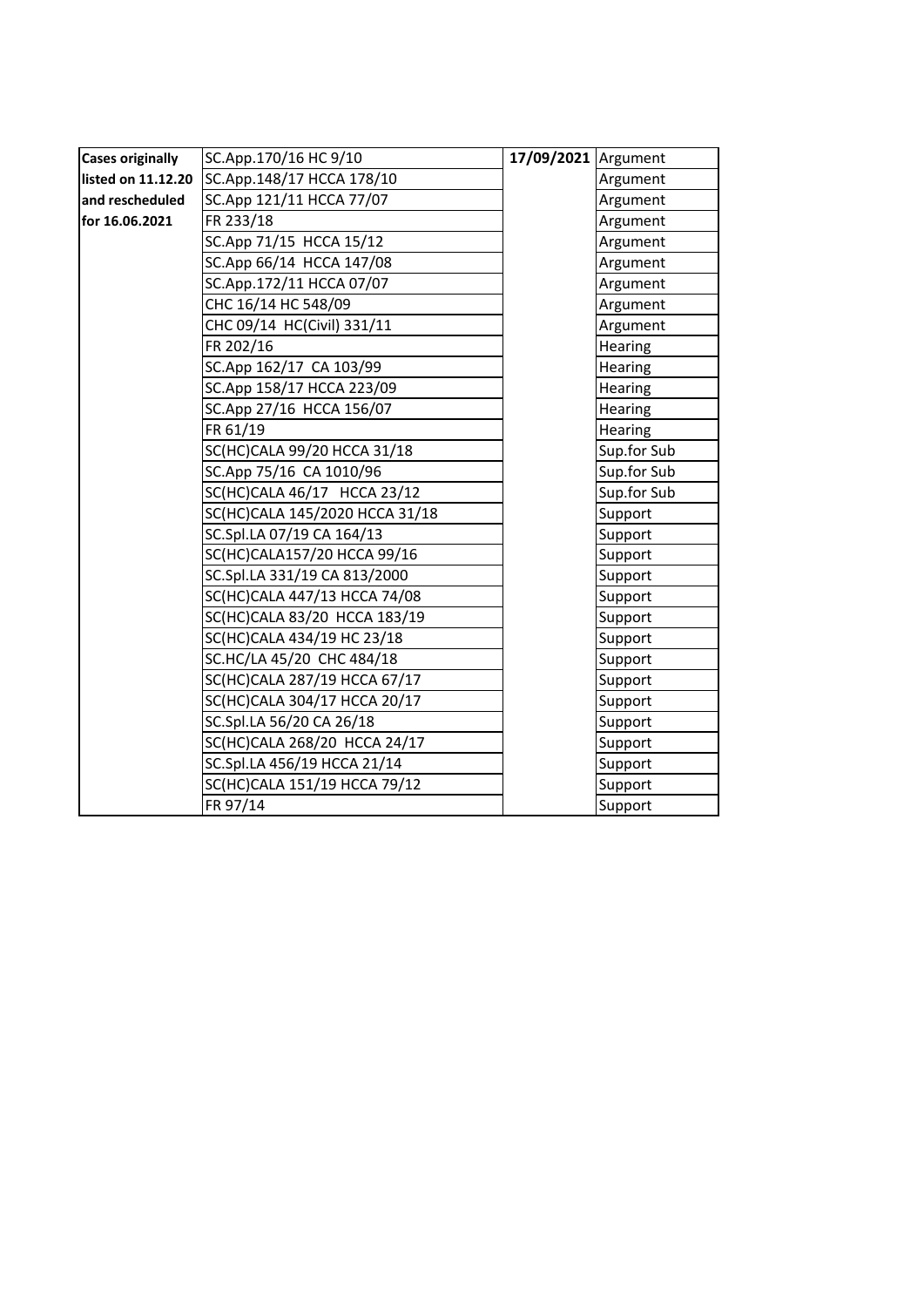| | | | |
|---|---|---|---|
| **Cases originally listed on 11.12.20 and rescheduled for 16.06.2021** | SC.App.170/16 HC 9/10 | **17/09/2021** | Argument |
| | SC.App.148/17 HCCA 178/10 | | Argument |
| | SC.App 121/11 HCCA 77/07 | | Argument |
| | FR 233/18 | | Argument |
| | SC.App 71/15 HCCA 15/12 | | Argument |
| | SC.App 66/14 HCCA 147/08 | | Argument |
| | SC.App.172/11 HCCA 07/07 | | Argument |
| | CHC 16/14 HC 548/09 | | Argument |
| | CHC 09/14 HC(Civil) 331/11 | | Argument |
| | FR 202/16 | | Hearing |
| | SC.App 162/17 CA 103/99 | | Hearing |
| | SC.App 158/17 HCCA 223/09 | | Hearing |
| | SC.App 27/16 HCCA 156/07 | | Hearing |
| | FR 61/19 | | Hearing |
| | SC(HC)CALA 99/20 HCCA 31/18 | | Sup.for Sub |
| | SC.App 75/16 CA 1010/96 | | Sup.for Sub |
| | SC(HC)CALA 46/17 HCCA 23/12 | | Sup.for Sub |
| | SC(HC)CALA 145/2020 HCCA 31/18 | | Support |
| | SC.Spl.LA 07/19 CA 164/13 | | Support |
| | SC(HC)CALA157/20 HCCA 99/16 | | Support |
| | SC.Spl.LA 331/19 CA 813/2000 | | Support |
| | SC(HC)CALA 447/13 HCCA 74/08 | | Support |
| | SC(HC)CALA 83/20 HCCA 183/19 | | Support |
| | SC(HC)CALA 434/19 HC 23/18 | | Support |
| | SC.HC/LA 45/20 CHC 484/18 | | Support |
| | SC(HC)CALA 287/19 HCCA 67/17 | | Support |
| | SC(HC)CALA 304/17 HCCA 20/17 | | Support |
| | SC.Spl.LA 56/20 CA 26/18 | | Support |
| | SC(HC)CALA 268/20 HCCA 24/17 | | Support |
| | SC.Spl.LA 456/19 HCCA 21/14 | | Support |
| | SC(HC)CALA 151/19 HCCA 79/12 | | Support |
| | FR 97/14 | | Support |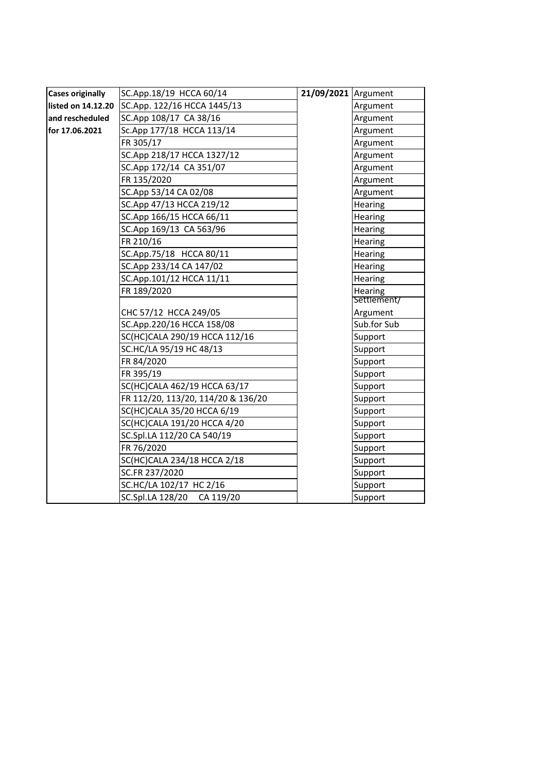| | | | |
|---|---|---|---|
| **Cases originally listed on 14.12.20 and rescheduled for 17.06.2021** | SC.App.18/19 HCCA 60/14 | **21/09/2021** | Argument |
| | SC.App. 122/16 HCCA 1445/13 | | Argument |
| | SC.App 108/17 CA 38/16 | | Argument |
| | Sc.App 177/18 HCCA 113/14 | | Argument |
| | FR 305/17 | | Argument |
| | SC.App 218/17 HCCA 1327/12 | | Argument |
| | SC.App 172/14 CA 351/07 | | Argument |
| | FR 135/2020 | | Argument |
| | SC.App 53/14 CA 02/08 | | Argument |
| | SC.App 47/13 HCCA 219/12 | | Hearing |
| | SC.App 166/15 HCCA 66/11 | | Hearing |
| | SC.App 169/13 CA 563/96 | | Hearing |
| | FR 210/16 | | Hearing |
| | SC.App.75/18 HCCA 80/11 | | Hearing |
| | SC.App 233/14 CA 147/02 | | Hearing |
| | SC.App.101/12 HCCA 11/11 | | Hearing |
| | FR 189/2020 | | Hearing |
| | CHC 57/12 HCCA 249/05 | | Settlement/ Argument |
| | SC.App.220/16 HCCA 158/08 | | Sub.for Sub |
| | SC(HC)CALA 290/19 HCCA 112/16 | | Support |
| | SC.HC/LA 95/19 HC 48/13 | | Support |
| | FR 84/2020 | | Support |
| | FR 395/19 | | Support |
| | SC(HC)CALA 462/19 HCCA 63/17 | | Support |
| | FR 112/20, 113/20, 114/20 & 136/20 | | Support |
| | SC(HC)CALA 35/20 HCCA 6/19 | | Support |
| | SC(HC)CALA 191/20 HCCA 4/20 | | Support |
| | SC.Spl.LA 112/20 CA 540/19 | | Support |
| | FR 76/2020 | | Support |
| | SC(HC)CALA 234/18 HCCA 2/18 | | Support |
| | SC.FR 237/2020 | | Support |
| | SC.HC/LA 102/17 HC 2/16 | | Support |
| | SC.Spl.LA 128/20 CA 119/20 | | Support |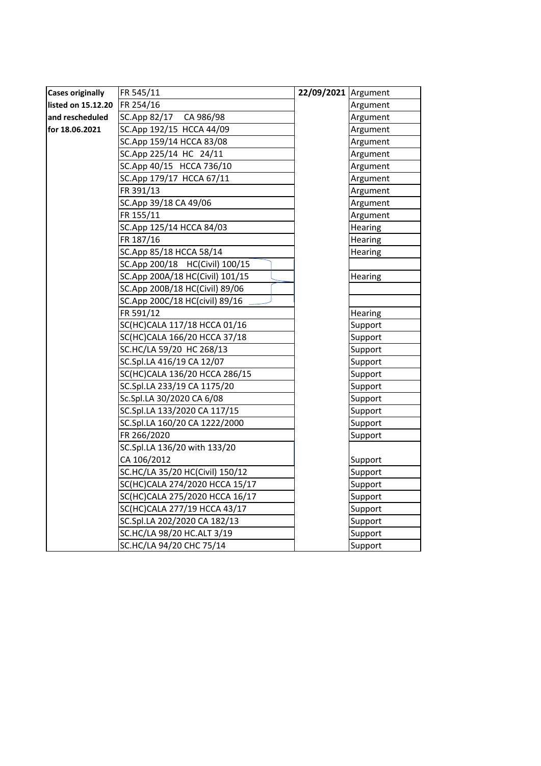| | | | |
|---|---|---|---|
| **Cases originally listed on 15.12.20 and rescheduled for 18.06.2021** | FR 545/11 | **22/09/2021** | Argument |
| | FR 254/16 | | Argument |
| | SC.App 82/17 CA 986/98 | | Argument |
| | SC.App 192/15 HCCA 44/09 | | Argument |
| | SC.App 159/14 HCCA 83/08 | | Argument |
| | SC.App 225/14 HC 24/11 | | Argument |
| | SC.App 40/15 HCCA 736/10 | | Argument |
| | SC.App 179/17 HCCA 67/11 | | Argument |
| | FR 391/13 | | Argument |
| | SC.App 39/18 CA 49/06 | | Argument |
| | FR 155/11 | | Argument |
| | SC.App 125/14 HCCA 84/03 | | Hearing |
| | FR 187/16 | | Hearing |
| | SC.App 85/18 HCCA 58/14 | | Hearing |
| | SC.App 200/18 HC(Civil) 100/15 | | |
| | SC.App 200A/18 HC(Civil) 101/15 | | Hearing |
| | SC.App 200B/18 HC(Civil) 89/06 | | |
| | SC.App 200C/18 HC(civil) 89/16 | | |
| | FR 591/12 | | Hearing |
| | SC(HC)CALA 117/18 HCCA 01/16 | | Support |
| | SC(HC)CALA 166/20 HCCA 37/18 | | Support |
| | SC.HC/LA 59/20 HC 268/13 | | Support |
| | SC.Spl.LA 416/19 CA 12/07 | | Support |
| | SC(HC)CALA 136/20 HCCA 286/15 | | Support |
| | SC.Spl.LA 233/19 CA 1175/20 | | Support |
| | Sc.Spl.LA 30/2020 CA 6/08 | | Support |
| | SC.Spl.LA 133/2020 CA 117/15 | | Support |
| | SC.Spl.LA 160/20 CA 1222/2000 | | Support |
| | FR 266/2020 | | Support |
| | SC.Spl.LA 136/20 with 133/20 CA 106/2012 | | Support |
| | SC.HC/LA 35/20 HC(Civil) 150/12 | | Support |
| | SC(HC)CALA 274/2020 HCCA 15/17 | | Support |
| | SC(HC)CALA 275/2020 HCCA 16/17 | | Support |
| | SC(HC)CALA 277/19 HCCA 43/17 | | Support |
| | SC.Spl.LA 202/2020 CA 182/13 | | Support |
| | SC.HC/LA 98/20 HC.ALT 3/19 | | Support |
| | SC.HC/LA 94/20 CHC 75/14 | | Support |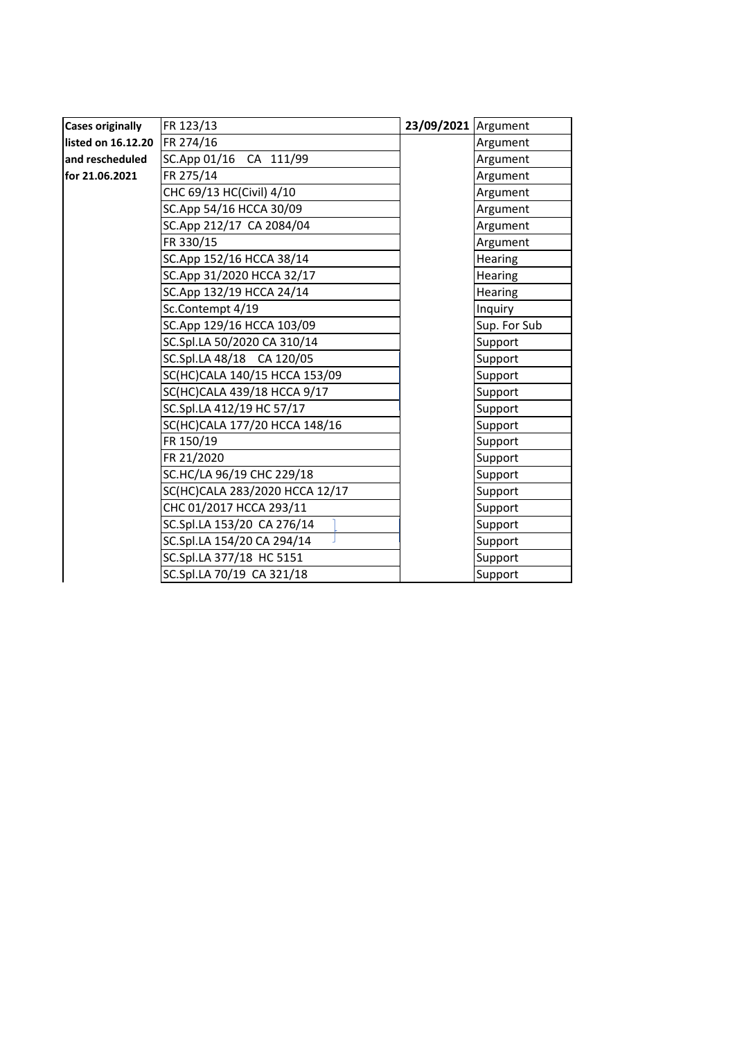| | | | |
|---|---|---|---|
| **Cases originally listed on 16.12.20 and rescheduled for 21.06.2021** | FR 123/13 | **23/09/2021** | Argument |
| | FR 274/16 | | Argument |
| | SC.App 01/16 CA 111/99 | | Argument |
| | FR 275/14 | | Argument |
| | CHC 69/13 HC(Civil) 4/10 | | Argument |
| | SC.App 54/16 HCCA 30/09 | | Argument |
| | SC.App 212/17 CA 2084/04 | | Argument |
| | FR 330/15 | | Argument |
| | SC.App 152/16 HCCA 38/14 | | Hearing |
| | SC.App 31/2020 HCCA 32/17 | | Hearing |
| | SC.App 132/19 HCCA 24/14 | | Hearing |
| | Sc.Contempt 4/19 | | Inquiry |
| | SC.App 129/16 HCCA 103/09 | | Sup. For Sub |
| | SC.Spl.LA 50/2020 CA 310/14 | | Support |
| | SC.Spl.LA 48/18 CA 120/05 | | Support |
| | SC(HC)CALA 140/15 HCCA 153/09 | | Support |
| | SC(HC)CALA 439/18 HCCA 9/17 | | Support |
| | SC.Spl.LA 412/19 HC 57/17 | | Support |
| | SC(HC)CALA 177/20 HCCA 148/16 | | Support |
| | FR 150/19 | | Support |
| | FR 21/2020 | | Support |
| | SC.HC/LA 96/19 CHC 229/18 | | Support |
| | SC(HC)CALA 283/2020 HCCA 12/17 | | Support |
| | CHC 01/2017 HCCA 293/11 | | Support |
| | SC.Spl.LA 153/20 CA 276/14 | | Support |
| | SC.Spl.LA 154/20 CA 294/14 | | Support |
| | SC.Spl.LA 377/18 HC 5151 | | Support |
| | SC.Spl.LA 70/19 CA 321/18 | | Support |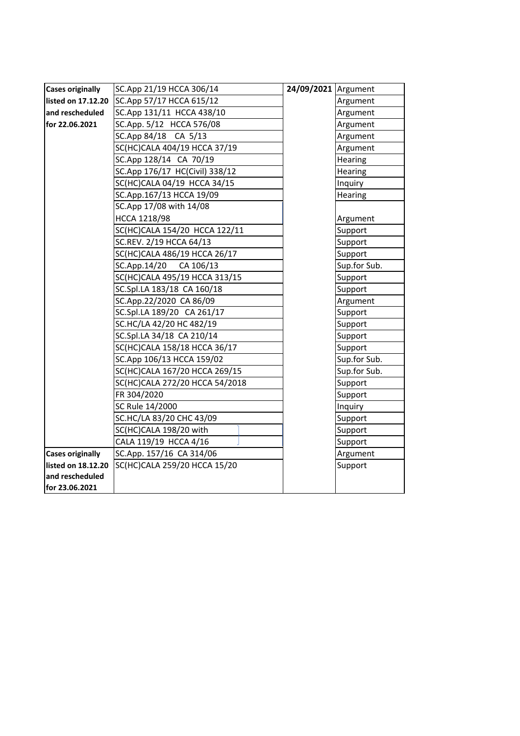| | | | |
|---|---|---|---|
| **Cases originally listed on 17.12.20 and rescheduled for 22.06.2021** | SC.App 21/19 HCCA 306/14 | **24/09/2021** | Argument |
| | SC.App 57/17 HCCA 615/12 | | Argument |
| | SC.App 131/11 HCCA 438/10 | | Argument |
| | SC.App. 5/12 HCCA 576/08 | | Argument |
| | SC.App 84/18 CA 5/13 | | Argument |
| | SC(HC)CALA 404/19 HCCA 37/19 | | Argument |
| | SC.App 128/14 CA 70/19 | | Hearing |
| | SC.App 176/17 HC(Civil) 338/12 | | Hearing |
| | SC(HC)CALA 04/19 HCCA 34/15 | | Inquiry |
| | SC.App.167/13 HCCA 19/09 | | Hearing |
| | SC.App 17/08 with 14/08 HCCA 1218/98 | | Argument |
| | SC(HC)CALA 154/20 HCCA 122/11 | | Support |
| | SC.REV. 2/19 HCCA 64/13 | | Support |
| | SC(HC)CALA 486/19 HCCA 26/17 | | Support |
| | SC.App.14/20 CA 106/13 | | Sup.for Sub. |
| | SC(HC)CALA 495/19 HCCA 313/15 | | Support |
| | SC.Spl.LA 183/18 CA 160/18 | | Support |
| | SC.App.22/2020 CA 86/09 | | Argument |
| | SC.Spl.LA 189/20 CA 261/17 | | Support |
| | SC.HC/LA 42/20 HC 482/19 | | Support |
| | SC.Spl.LA 34/18 CA 210/14 | | Support |
| | SC(HC)CALA 158/18 HCCA 36/17 | | Support |
| | SC.App 106/13 HCCA 159/02 | | Sup.for Sub. |
| | SC(HC)CALA 167/20 HCCA 269/15 | | Sup.for Sub. |
| | SC(HC)CALA 272/20 HCCA 54/2018 | | Support |
| | FR 304/2020 | | Support |
| | SC Rule 14/2000 | | Inquiry |
| | SC.HC/LA 83/20 CHC 43/09 | | Support |
| | SC(HC)CALA 198/20 with | | Support |
| | CALA 119/19 HCCA 4/16 | | Support |
| **Cases originally listed on 18.12.20 and rescheduled for 23.06.2021** | SC.App. 157/16 CA 314/06 | | Argument |
| | SC(HC)CALA 259/20 HCCA 15/20 | | Support |